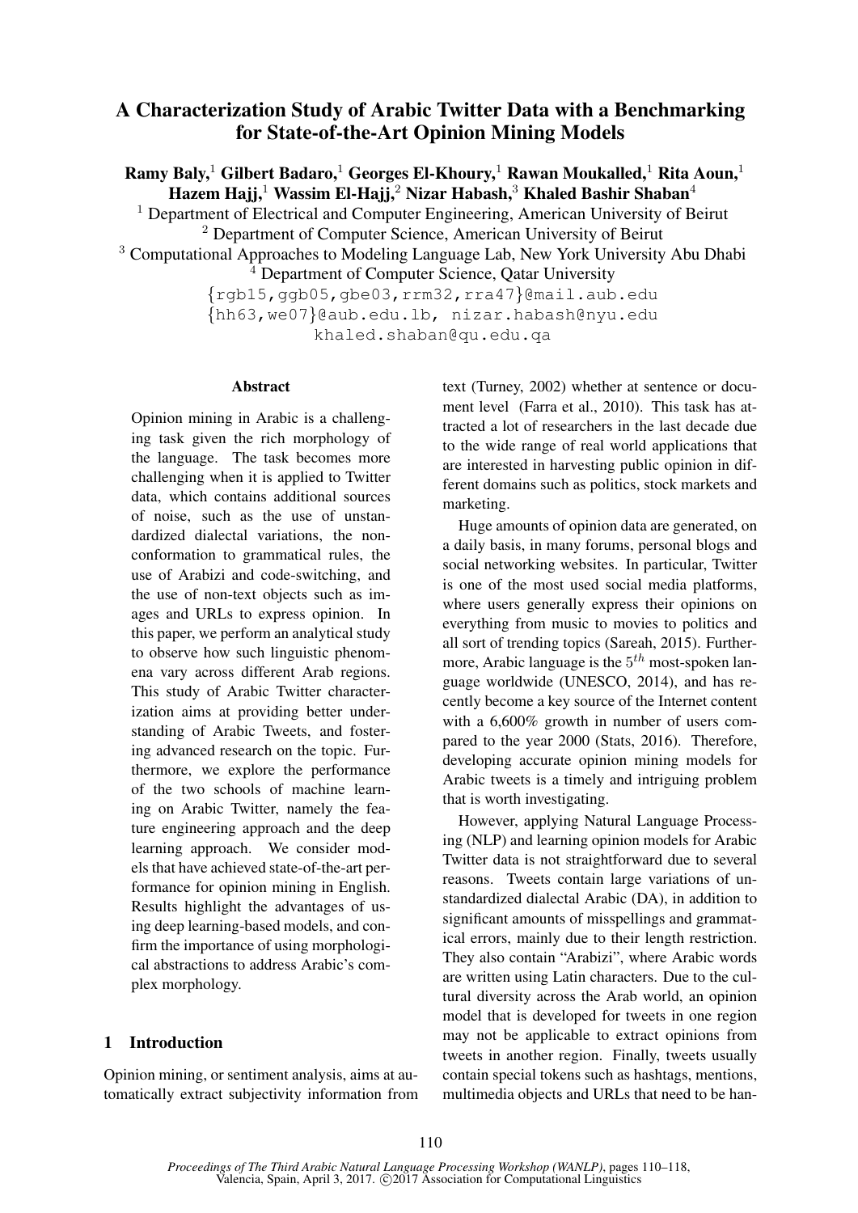# A Characterization Study of Arabic Twitter Data with a Benchmarking for State-of-the-Art Opinion Mining Models

**Ramy Baly,[1] Gilbert Badaro,[1] Georges El-Khoury,[1] Rawan Moukalled,[1] Rita Aoun,[1] Hazem Hajj,[1] Wassim El-Hajj,[2] Nizar Habash,[3] Khaled Bashir Shaban[4]**

[1] Department of Electrical and Computer Engineering, American University of Beirut
[2] Department of Computer Science, American University of Beirut
[3] Computational Approaches to Modeling Language Lab, New York University Abu Dhabi
[4] Department of Computer Science, Qatar University

{rgb15,ggb05,gbe03,rrm32,rra47}@mail.aub.edu
{hh63,we07}@aub.edu.lb, nizar.habash@nyu.edu
khaled.shaban@qu.edu.qa

## Abstract

Opinion mining in Arabic is a challenging task given the rich morphology of the language. The task becomes more challenging when it is applied to Twitter data, which contains additional sources of noise, such as the use of unstandardized dialectal variations, the non-conformation to grammatical rules, the use of Arabizi and code-switching, and the use of non-text objects such as images and URLs to express opinion. In this paper, we perform an analytical study to observe how such linguistic phenomena vary across different Arab regions. This study of Arabic Twitter characterization aims at providing better understanding of Arabic Tweets, and fostering advanced research on the topic. Furthermore, we explore the performance of the two schools of machine learning on Arabic Twitter, namely the feature engineering approach and the deep learning approach. We consider models that have achieved state-of-the-art performance for opinion mining in English. Results highlight the advantages of using deep learning-based models, and confirm the importance of using morphological abstractions to address Arabic's complex morphology.

## 1 Introduction

Opinion mining, or sentiment analysis, aims at automatically extract subjectivity information from text (Turney, 2002) whether at sentence or document level (Farra et al., 2010). This task has attracted a lot of researchers in the last decade due to the wide range of real world applications that are interested in harvesting public opinion in different domains such as politics, stock markets and marketing.

Huge amounts of opinion data are generated, on a daily basis, in many forums, personal blogs and social networking websites. In particular, Twitter is one of the most used social media platforms, where users generally express their opinions on everything from music to movies to politics and all sort of trending topics (Sareah, 2015). Furthermore, Arabic language is the $5^{th}$ most-spoken language worldwide (UNESCO, 2014), and has recently become a key source of the Internet content with a 6,600% growth in number of users compared to the year 2000 (Stats, 2016). Therefore, developing accurate opinion mining models for Arabic tweets is a timely and intriguing problem that is worth investigating.

However, applying Natural Language Processing (NLP) and learning opinion models for Arabic Twitter data is not straightforward due to several reasons. Tweets contain large variations of unstandardized dialectal Arabic (DA), in addition to significant amounts of misspellings and grammatical errors, mainly due to their length restriction. They also contain "Arabizi", where Arabic words are written using Latin characters. Due to the cultural diversity across the Arab world, an opinion model that is developed for tweets in one region may not be applicable to extract opinions from tweets in another region. Finally, tweets usually contain special tokens such as hashtags, mentions, multimedia objects and URLs that need to be han-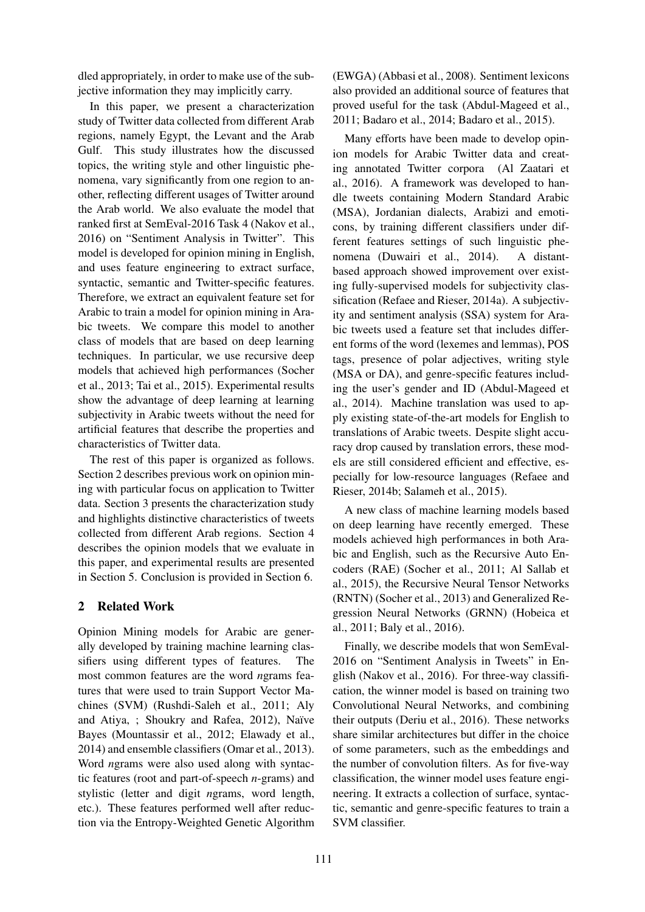dled appropriately, in order to make use of the subjective information they may implicitly carry.

In this paper, we present a characterization study of Twitter data collected from different Arab regions, namely Egypt, the Levant and the Arab Gulf. This study illustrates how the discussed topics, the writing style and other linguistic phenomena, vary significantly from one region to another, reflecting different usages of Twitter around the Arab world. We also evaluate the model that ranked first at SemEval-2016 Task 4 (Nakov et al., 2016) on "Sentiment Analysis in Twitter". This model is developed for opinion mining in English, and uses feature engineering to extract surface, syntactic, semantic and Twitter-specific features. Therefore, we extract an equivalent feature set for Arabic to train a model for opinion mining in Arabic tweets. We compare this model to another class of models that are based on deep learning techniques. In particular, we use recursive deep models that achieved high performances (Socher et al., 2013; Tai et al., 2015). Experimental results show the advantage of deep learning at learning subjectivity in Arabic tweets without the need for artificial features that describe the properties and characteristics of Twitter data.

The rest of this paper is organized as follows. Section 2 describes previous work on opinion mining with particular focus on application to Twitter data. Section 3 presents the characterization study and highlights distinctive characteristics of tweets collected from different Arab regions. Section 4 describes the opinion models that we evaluate in this paper, and experimental results are presented in Section 5. Conclusion is provided in Section 6.

## 2 Related Work

Opinion Mining models for Arabic are generally developed by training machine learning classifiers using different types of features. The most common features are the word *n*grams features that were used to train Support Vector Machines (SVM) (Rushdi-Saleh et al., 2011; Aly and Atiya, ; Shoukry and Rafea, 2012), Naïve Bayes (Mountassir et al., 2012; Elawady et al., 2014) and ensemble classifiers (Omar et al., 2013). Word *n*grams were also used along with syntactic features (root and part-of-speech *n*-grams) and stylistic (letter and digit *n*grams, word length, etc.). These features performed well after reduction via the Entropy-Weighted Genetic Algorithm (EWGA) (Abbasi et al., 2008). Sentiment lexicons also provided an additional source of features that proved useful for the task (Abdul-Mageed et al., 2011; Badaro et al., 2014; Badaro et al., 2015).

Many efforts have been made to develop opinion models for Arabic Twitter data and creating annotated Twitter corpora (Al Zaatari et al., 2016). A framework was developed to handle tweets containing Modern Standard Arabic (MSA), Jordanian dialects, Arabizi and emoticons, by training different classifiers under different features settings of such linguistic phenomena (Duwairi et al., 2014). A distant-based approach showed improvement over existing fully-supervised models for subjectivity classification (Refaee and Rieser, 2014a). A subjectivity and sentiment analysis (SSA) system for Arabic tweets used a feature set that includes different forms of the word (lexemes and lemmas), POS tags, presence of polar adjectives, writing style (MSA or DA), and genre-specific features including the user's gender and ID (Abdul-Mageed et al., 2014). Machine translation was used to apply existing state-of-the-art models for English to translations of Arabic tweets. Despite slight accuracy drop caused by translation errors, these models are still considered efficient and effective, especially for low-resource languages (Refaee and Rieser, 2014b; Salameh et al., 2015).

A new class of machine learning models based on deep learning have recently emerged. These models achieved high performances in both Arabic and English, such as the Recursive Auto Encoders (RAE) (Socher et al., 2011; Al Sallab et al., 2015), the Recursive Neural Tensor Networks (RNTN) (Socher et al., 2013) and Generalized Regression Neural Networks (GRNN) (Hobeica et al., 2011; Baly et al., 2016).

Finally, we describe models that won SemEval-2016 on "Sentiment Analysis in Tweets" in English (Nakov et al., 2016). For three-way classification, the winner model is based on training two Convolutional Neural Networks, and combining their outputs (Deriu et al., 2016). These networks share similar architectures but differ in the choice of some parameters, such as the embeddings and the number of convolution filters. As for five-way classification, the winner model uses feature engineering. It extracts a collection of surface, syntactic, semantic and genre-specific features to train a SVM classifier.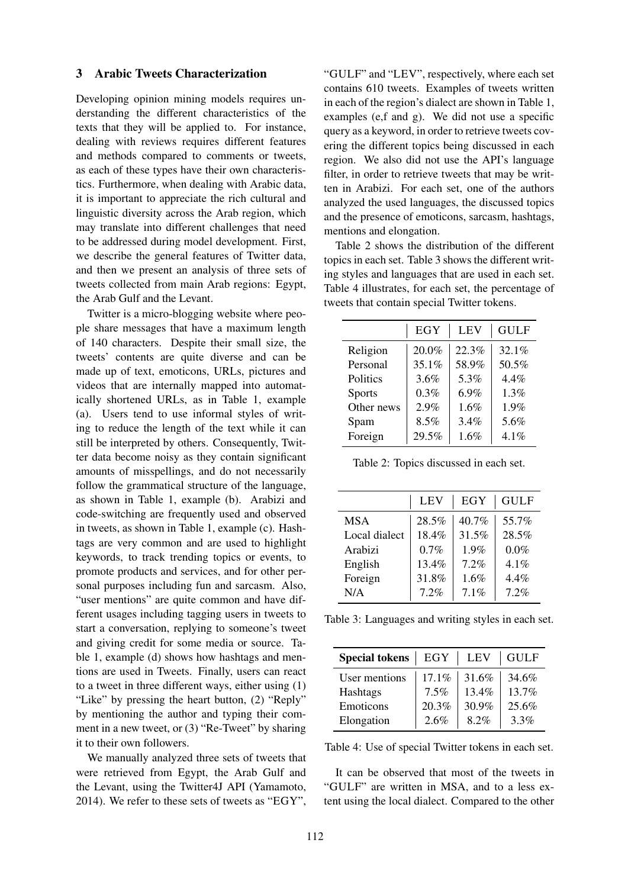## 3 Arabic Tweets Characterization

Developing opinion mining models requires understanding the different characteristics of the texts that they will be applied to. For instance, dealing with reviews requires different features and methods compared to comments or tweets, as each of these types have their own characteristics. Furthermore, when dealing with Arabic data, it is important to appreciate the rich cultural and linguistic diversity across the Arab region, which may translate into different challenges that need to be addressed during model development. First, we describe the general features of Twitter data, and then we present an analysis of three sets of tweets collected from main Arab regions: Egypt, the Arab Gulf and the Levant.

Twitter is a micro-blogging website where people share messages that have a maximum length of 140 characters. Despite their small size, the tweets' contents are quite diverse and can be made up of text, emoticons, URLs, pictures and videos that are internally mapped into automatically shortened URLs, as in Table 1, example (a). Users tend to use informal styles of writing to reduce the length of the text while it can still be interpreted by others. Consequently, Twitter data become noisy as they contain significant amounts of misspellings, and do not necessarily follow the grammatical structure of the language, as shown in Table 1, example (b). Arabizi and code-switching are frequently used and observed in tweets, as shown in Table 1, example (c). Hashtags are very common and are used to highlight keywords, to track trending topics or events, to promote products and services, and for other personal purposes including fun and sarcasm. Also, "user mentions" are quite common and have different usages including tagging users in tweets to start a conversation, replying to someone's tweet and giving credit for some media or source. Table 1, example (d) shows how hashtags and mentions are used in Tweets. Finally, users can react to a tweet in three different ways, either using (1) "Like" by pressing the heart button, (2) "Reply" by mentioning the author and typing their comment in a new tweet, or (3) "Re-Tweet" by sharing it to their own followers.

We manually analyzed three sets of tweets that were retrieved from Egypt, the Arab Gulf and the Levant, using the Twitter4J API (Yamamoto, 2014). We refer to these sets of tweets as "EGY", "GULF" and "LEV", respectively, where each set contains 610 tweets. Examples of tweets written in each of the region's dialect are shown in Table 1, examples (e,f and g). We did not use a specific query as a keyword, in order to retrieve tweets covering the different topics being discussed in each region. We also did not use the API's language filter, in order to retrieve tweets that may be written in Arabizi. For each set, one of the authors analyzed the used languages, the discussed topics and the presence of emoticons, sarcasm, hashtags, mentions and elongation.

Table 2 shows the distribution of the different topics in each set. Table 3 shows the different writing styles and languages that are used in each set. Table 4 illustrates, for each set, the percentage of tweets that contain special Twitter tokens.

| | EGY | LEV | GULF |
|---|---|---|---|
| Religion | 20.0% | 22.3% | 32.1% |
| Personal | 35.1% | 58.9% | 50.5% |
| Politics | 3.6% | 5.3% | 4.4% |
| Sports | 0.3% | 6.9% | 1.3% |
| Other news | 2.9% | 1.6% | 1.9% |
| Spam | 8.5% | 3.4% | 5.6% |
| Foreign | 29.5% | 1.6% | 4.1% |

Table 2: Topics discussed in each set.

| | LEV | EGY | GULF |
|---|---|---|---|
| MSA | 28.5% | 40.7% | 55.7% |
| Local dialect | 18.4% | 31.5% | 28.5% |
| Arabizi | 0.7% | 1.9% | 0.0% |
| English | 13.4% | 7.2% | 4.1% |
| Foreign | 31.8% | 1.6% | 4.4% |
| N/A | 7.2% | 7.1% | 7.2% |

Table 3: Languages and writing styles in each set.

| **Special tokens** | EGY | LEV | GULF |
|---|---|---|---|
| User mentions | 17.1% | 31.6% | 34.6% |
| Hashtags | 7.5% | 13.4% | 13.7% |
| Emoticons | 20.3% | 30.9% | 25.6% |
| Elongation | 2.6% | 8.2% | 3.3% |

Table 4: Use of special Twitter tokens in each set.

It can be observed that most of the tweets in "GULF" are written in MSA, and to a less extent using the local dialect. Compared to the other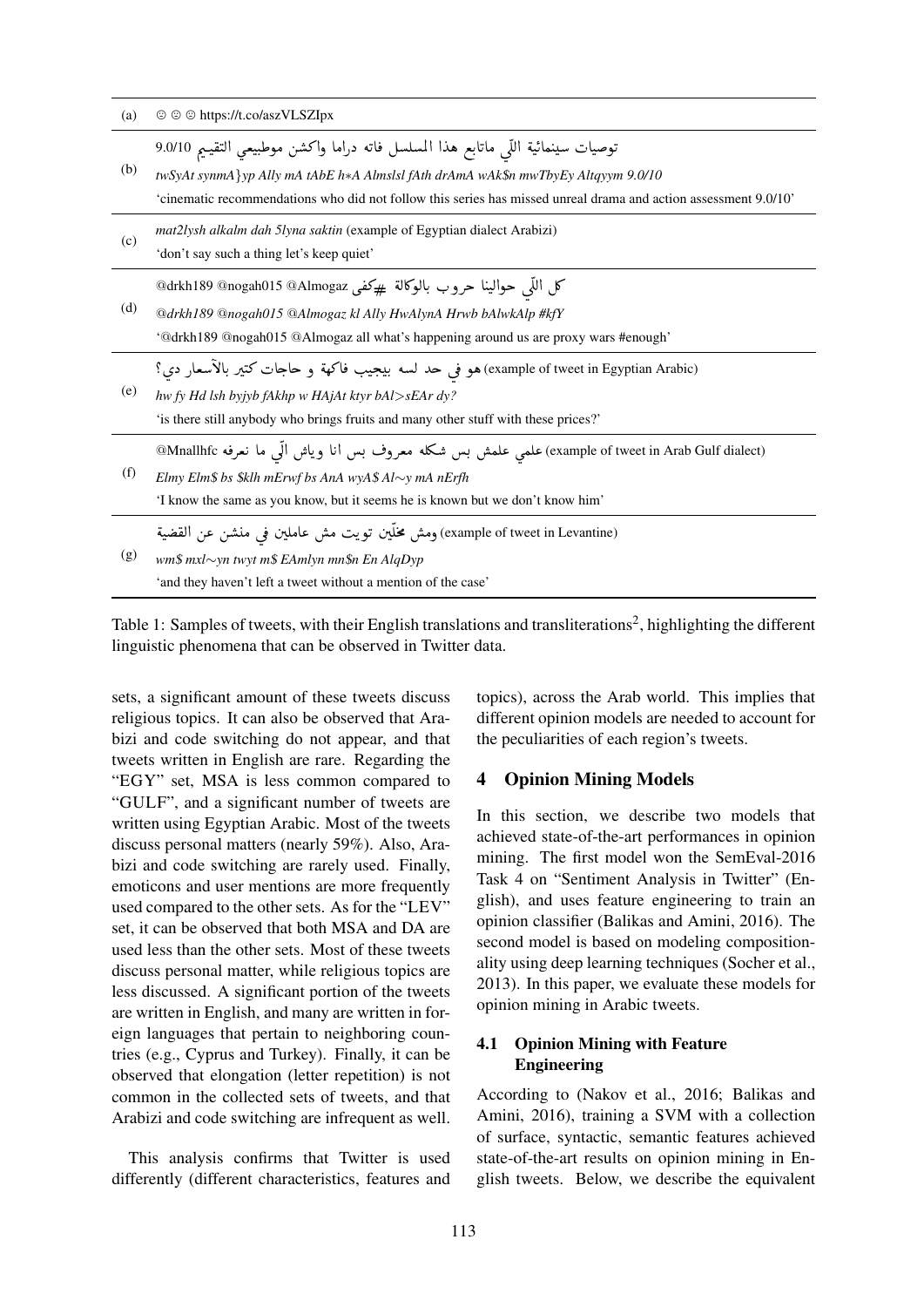| | |
|---|---|
| (a) | ☹ ☹ ☹ https://t.co/aszVLSZIpx |
| (b) | توصيات سينمائية اللّي ماتابع هذا المسلسل فاته دراما واكشن موطبيعي التقييم 9.0/10<br>*twSyAt synmA}yp Ally mA tAbE h*A Almslsl fAth drAmA wAk$n mwTbyEy Altqyym 9.0/10*<br>'cinematic recommendations who did not follow this series has missed unreal drama and action assessment 9.0/10' |
| (c) | *mat2lysh alkalm dah 5lyna saktin* (example of Egyptian dialect Arabizi)<br>'don't say such a thing let's keep quiet' |
| (d) | @drkh189 @nogah015 @Almogaz كل اللّي حوالينا حروب بالوكالة #كفى<br>*@drkh189 @nogah015 @Almogaz kl Ally HwAlynA Hrwb bAlwkAlp #kfY*<br>'@drkh189 @nogah015 @Almogaz all what's happening around us are proxy wars #enough' |
| (e) | هو في حد لسه بيجيب فاكهة و حاجات كتير بالآسعار دي؟ (example of tweet in Egyptian Arabic)<br>*hw fy Hd lsh byjyb fAkhp w HAjAt ktyr bAl>sEAr dy?*<br>'is there still anybody who brings fruits and many other stuff with these prices?' |
| (f) | @Mnallhfc علمي علمش بس شكله معروف بس انا وياش الّي ما نعرفه (example of tweet in Arab Gulf dialect)<br>*Elmy Elm$ bs $klh mErwf bs AnA wyA$ Al~y mA nErfh*<br>'I know the same as you know, but it seems he is known but we don't know him' |
| (g) | ومش مخلّين تويت مش عاملين في منشن عن القضية (example of tweet in Levantine)<br>*wm$ mxl~yn twyt m$ EAmlyn mn$n En AlqDyp*<br>'and they haven't left a tweet without a mention of the case' |

Table 1: Samples of tweets, with their English translations and transliterations[2], highlighting the different linguistic phenomena that can be observed in Twitter data.

sets, a significant amount of these tweets discuss religious topics. It can also be observed that Arabizi and code switching do not appear, and that tweets written in English are rare. Regarding the "EGY" set, MSA is less common compared to "GULF", and a significant number of tweets are written using Egyptian Arabic. Most of the tweets discuss personal matters (nearly 59%). Also, Arabizi and code switching are rarely used. Finally, emoticons and user mentions are more frequently used compared to the other sets. As for the "LEV" set, it can be observed that both MSA and DA are used less than the other sets. Most of these tweets discuss personal matter, while religious topics are less discussed. A significant portion of the tweets are written in English, and many are written in foreign languages that pertain to neighboring countries (e.g., Cyprus and Turkey). Finally, it can be observed that elongation (letter repetition) is not common in the collected sets of tweets, and that Arabizi and code switching are infrequent as well.

This analysis confirms that Twitter is used differently (different characteristics, features and topics), across the Arab world. This implies that different opinion models are needed to account for the peculiarities of each region's tweets.

## 4 Opinion Mining Models

In this section, we describe two models that achieved state-of-the-art performances in opinion mining. The first model won the SemEval-2016 Task 4 on "Sentiment Analysis in Twitter" (English), and uses feature engineering to train an opinion classifier (Balikas and Amini, 2016). The second model is based on modeling compositionality using deep learning techniques (Socher et al., 2013). In this paper, we evaluate these models for opinion mining in Arabic tweets.

### 4.1 Opinion Mining with Feature Engineering

According to (Nakov et al., 2016; Balikas and Amini, 2016), training a SVM with a collection of surface, syntactic, semantic features achieved state-of-the-art results on opinion mining in English tweets. Below, we describe the equivalent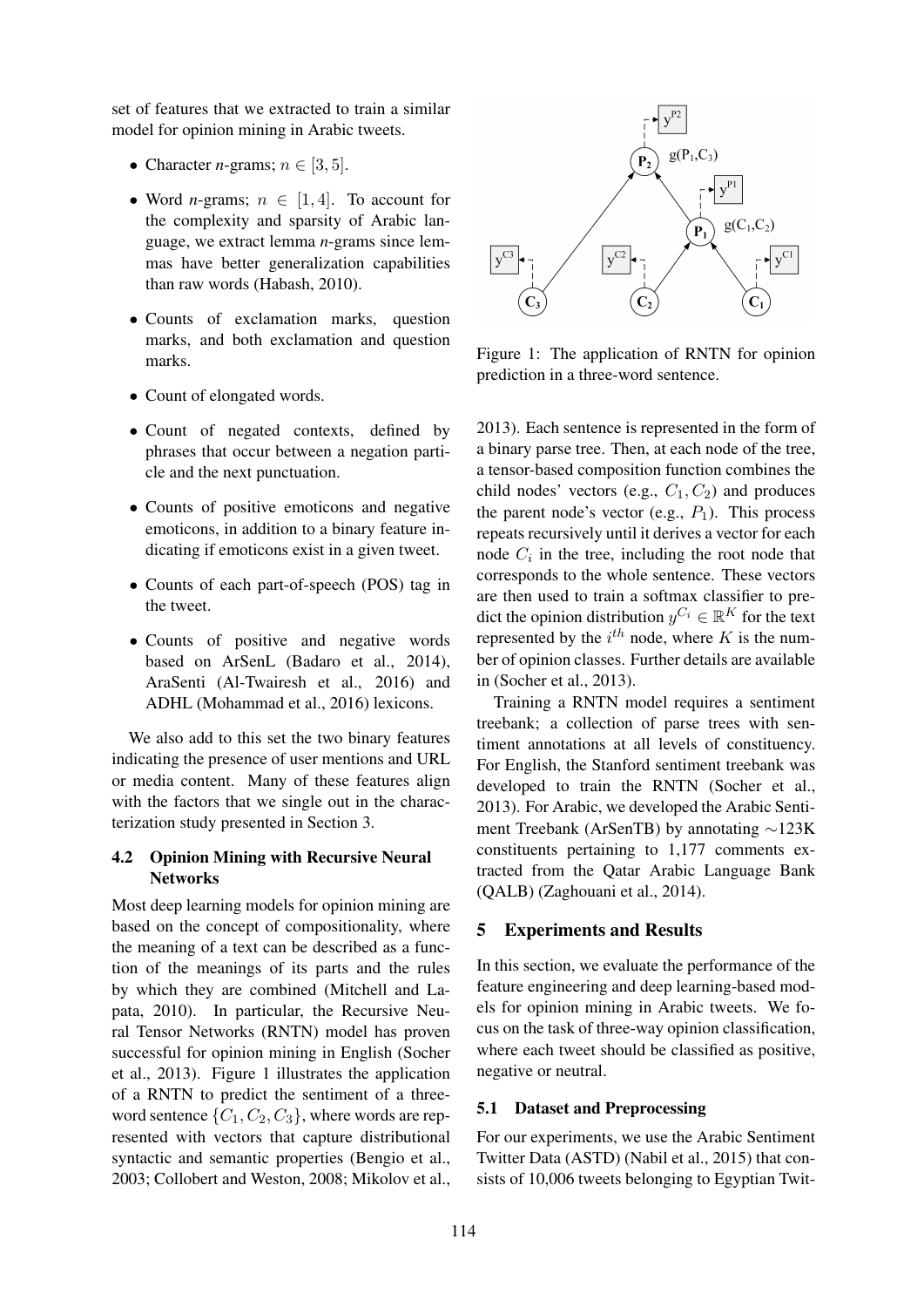set of features that we extracted to train a similar model for opinion mining in Arabic tweets.

- Character *n*-grams; $n \in [3, 5]$.
- Word *n*-grams; $n \in [1, 4]$. To account for the complexity and sparsity of Arabic language, we extract lemma *n*-grams since lemmas have better generalization capabilities than raw words (Habash, 2010).
- Counts of exclamation marks, question marks, and both exclamation and question marks.
- Count of elongated words.
- Count of negated contexts, defined by phrases that occur between a negation particle and the next punctuation.
- Counts of positive emoticons and negative emoticons, in addition to a binary feature indicating if emoticons exist in a given tweet.
- Counts of each part-of-speech (POS) tag in the tweet.
- Counts of positive and negative words based on ArSenL (Badaro et al., 2014), AraSenti (Al-Twairesh et al., 2016) and ADHL (Mohammad et al., 2016) lexicons.

We also add to this set the two binary features indicating the presence of user mentions and URL or media content. Many of these features align with the factors that we single out in the characterization study presented in Section 3.

### 4.2 Opinion Mining with Recursive Neural Networks

Most deep learning models for opinion mining are based on the concept of compositionality, where the meaning of a text can be described as a function of the meanings of its parts and the rules by which they are combined (Mitchell and Lapata, 2010). In particular, the Recursive Neural Tensor Networks (RNTN) model has proven successful for opinion mining in English (Socher et al., 2013). Figure 1 illustrates the application of a RNTN to predict the sentiment of a three-word sentence $\{C_1, C_2, C_3\}$, where words are represented with vectors that capture distributional syntactic and semantic properties (Bengio et al., 2003; Collobert and Weston, 2008; Mikolov et al., 2013). Each sentence is represented in the form of a binary parse tree. Then, at each node of the tree, a tensor-based composition function combines the child nodes' vectors (e.g., $C_1, C_2$) and produces the parent node's vector (e.g., $P_1$). This process repeats recursively until it derives a vector for each node $C_i$ in the tree, including the root node that corresponds to the whole sentence. These vectors are then used to train a softmax classifier to predict the opinion distribution $y^{C_i} \in \mathbb{R}^K$ for the text represented by the $i^{th}$ node, where $K$ is the number of opinion classes. Further details are available in (Socher et al., 2013).

Figure 1: The application of RNTN for opinion prediction in a three-word sentence.

Training a RNTN model requires a sentiment treebank; a collection of parse trees with sentiment annotations at all levels of constituency. For English, the Stanford sentiment treebank was developed to train the RNTN (Socher et al., 2013). For Arabic, we developed the Arabic Sentiment Treebank (ArSenTB) by annotating ∼123K constituents pertaining to 1,177 comments extracted from the Qatar Arabic Language Bank (QALB) (Zaghouani et al., 2014).

## 5 Experiments and Results

In this section, we evaluate the performance of the feature engineering and deep learning-based models for opinion mining in Arabic tweets. We focus on the task of three-way opinion classification, where each tweet should be classified as positive, negative or neutral.

### 5.1 Dataset and Preprocessing

For our experiments, we use the Arabic Sentiment Twitter Data (ASTD) (Nabil et al., 2015) that consists of 10,006 tweets belonging to Egyptian Twit-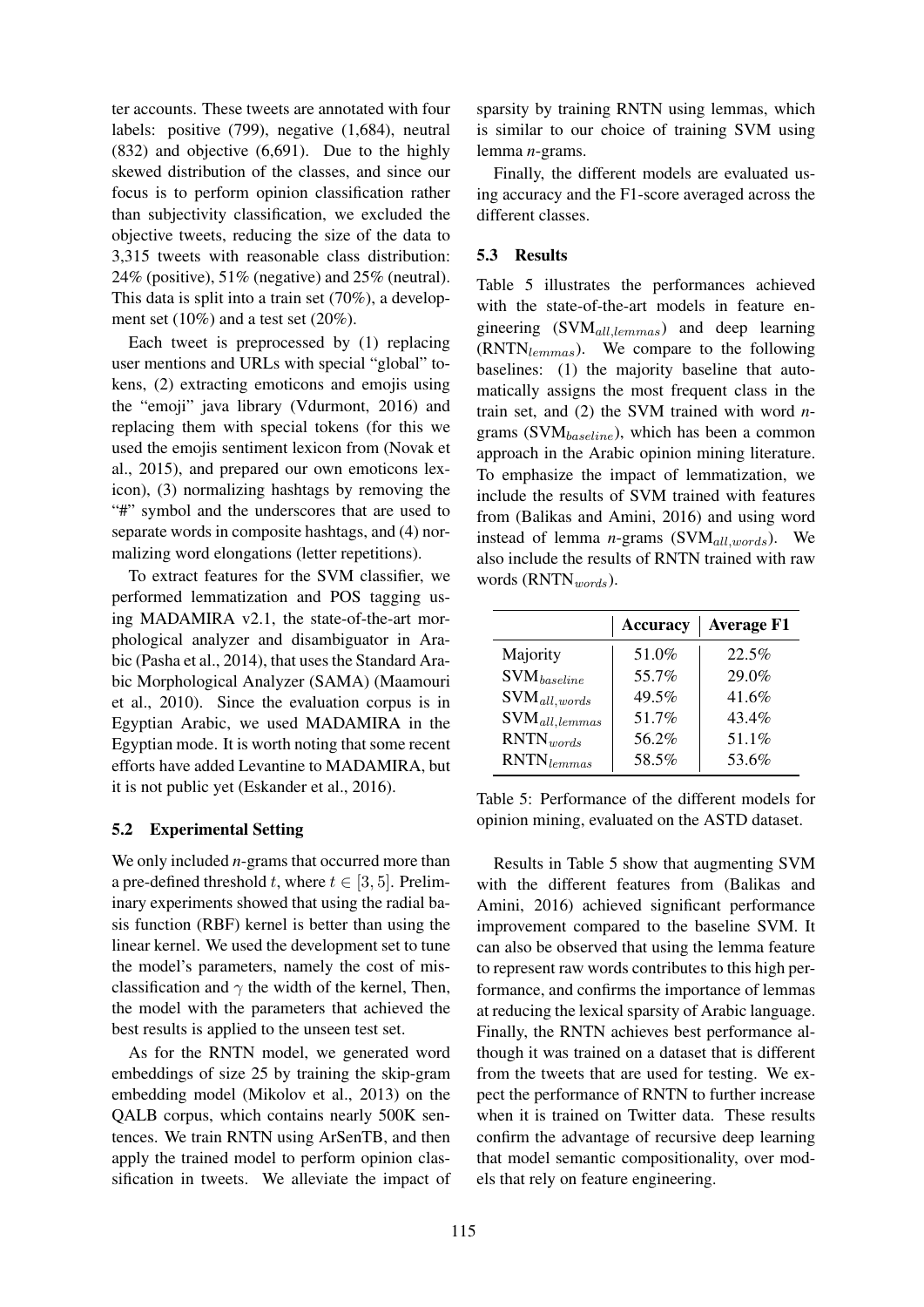ter accounts. These tweets are annotated with four labels: positive (799), negative (1,684), neutral (832) and objective (6,691). Due to the highly skewed distribution of the classes, and since our focus is to perform opinion classification rather than subjectivity classification, we excluded the objective tweets, reducing the size of the data to 3,315 tweets with reasonable class distribution: 24% (positive), 51% (negative) and 25% (neutral). This data is split into a train set (70%), a development set (10%) and a test set (20%).

Each tweet is preprocessed by (1) replacing user mentions and URLs with special "global" tokens, (2) extracting emoticons and emojis using the "emoji" java library (Vdurmont, 2016) and replacing them with special tokens (for this we used the emojis sentiment lexicon from (Novak et al., 2015), and prepared our own emoticons lexicon), (3) normalizing hashtags by removing the "#" symbol and the underscores that are used to separate words in composite hashtags, and (4) normalizing word elongations (letter repetitions).

To extract features for the SVM classifier, we performed lemmatization and POS tagging using MADAMIRA v2.1, the state-of-the-art morphological analyzer and disambiguator in Arabic (Pasha et al., 2014), that uses the Standard Arabic Morphological Analyzer (SAMA) (Maamouri et al., 2010). Since the evaluation corpus is in Egyptian Arabic, we used MADAMIRA in the Egyptian mode. It is worth noting that some recent efforts have added Levantine to MADAMIRA, but it is not public yet (Eskander et al., 2016).

### 5.2 Experimental Setting

We only included *n*-grams that occurred more than a pre-defined threshold $t$, where $t \in [3, 5]$. Preliminary experiments showed that using the radial basis function (RBF) kernel is better than using the linear kernel. We used the development set to tune the model's parameters, namely the cost of misclassification and $\gamma$ the width of the kernel, Then, the model with the parameters that achieved the best results is applied to the unseen test set.

As for the RNTN model, we generated word embeddings of size 25 by training the skip-gram embedding model (Mikolov et al., 2013) on the QALB corpus, which contains nearly 500K sentences. We train RNTN using ArSenTB, and then apply the trained model to perform opinion classification in tweets. We alleviate the impact of sparsity by training RNTN using lemmas, which is similar to our choice of training SVM using lemma *n*-grams.

Finally, the different models are evaluated using accuracy and the F1-score averaged across the different classes.

### 5.3 Results

Table 5 illustrates the performances achieved with the state-of-the-art models in feature engineering (SVM$_{all,lemmas}$) and deep learning (RNTN$_{lemmas}$). We compare to the following baselines: (1) the majority baseline that automatically assigns the most frequent class in the train set, and (2) the SVM trained with word *n*-grams (SVM$_{baseline}$), which has been a common approach in the Arabic opinion mining literature. To emphasize the impact of lemmatization, we include the results of SVM trained with features from (Balikas and Amini, 2016) and using word instead of lemma *n*-grams (SVM$_{all,words}$). We also include the results of RNTN trained with raw words (RNTN$_{words}$).

| | **Accuracy** | **Average F1** |
|---|---|---|
| Majority | 51.0% | 22.5% |
| SVM$_{baseline}$ | 55.7% | 29.0% |
| SVM$_{all,words}$ | 49.5% | 41.6% |
| SVM$_{all,lemmas}$ | 51.7% | 43.4% |
| RNTN$_{words}$ | 56.2% | 51.1% |
| RNTN$_{lemmas}$ | 58.5% | 53.6% |

Table 5: Performance of the different models for opinion mining, evaluated on the ASTD dataset.

Results in Table 5 show that augmenting SVM with the different features from (Balikas and Amini, 2016) achieved significant performance improvement compared to the baseline SVM. It can also be observed that using the lemma feature to represent raw words contributes to this high performance, and confirms the importance of lemmas at reducing the lexical sparsity of Arabic language. Finally, the RNTN achieves best performance although it was trained on a dataset that is different from the tweets that are used for testing. We expect the performance of RNTN to further increase when it is trained on Twitter data. These results confirm the advantage of recursive deep learning that model semantic compositionality, over models that rely on feature engineering.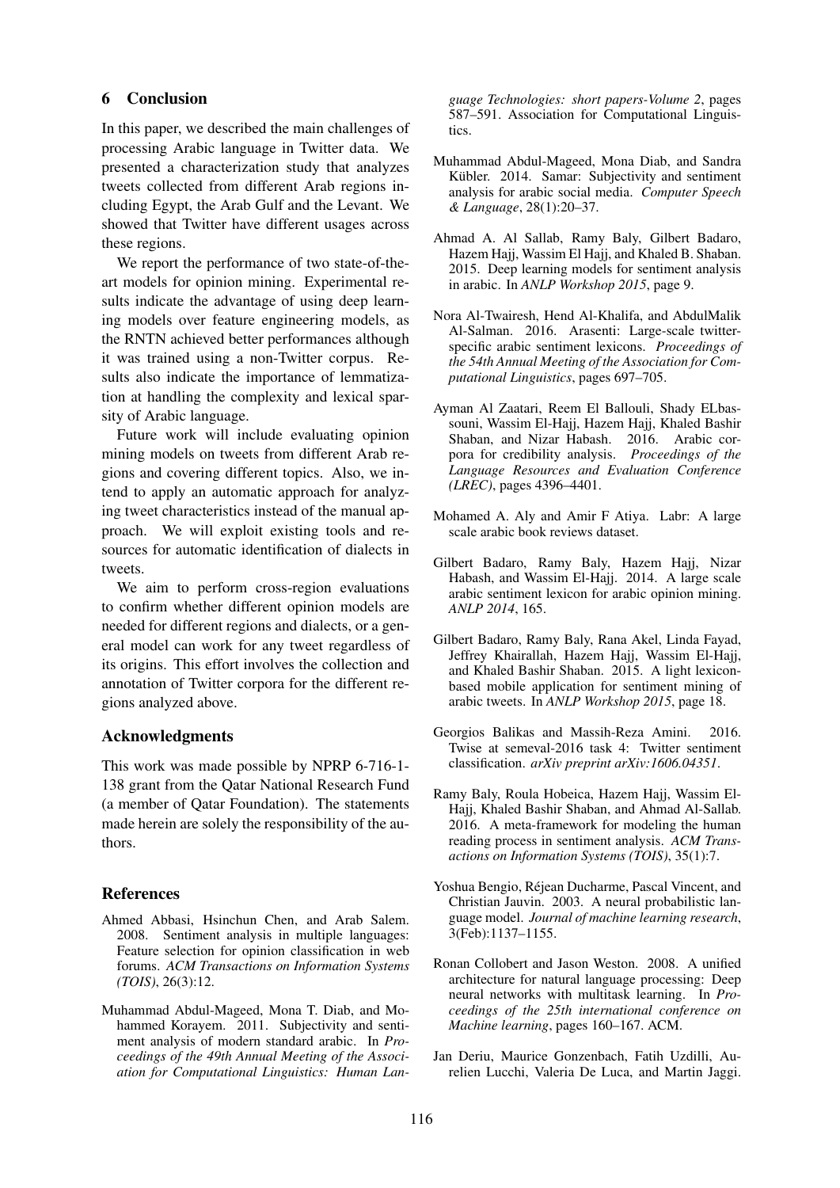## 6 Conclusion

In this paper, we described the main challenges of processing Arabic language in Twitter data. We presented a characterization study that analyzes tweets collected from different Arab regions including Egypt, the Arab Gulf and the Levant. We showed that Twitter have different usages across these regions.

We report the performance of two state-of-the-art models for opinion mining. Experimental results indicate the advantage of using deep learning models over feature engineering models, as the RNTN achieved better performances although it was trained using a non-Twitter corpus. Results also indicate the importance of lemmatization at handling the complexity and lexical sparsity of Arabic language.

Future work will include evaluating opinion mining models on tweets from different Arab regions and covering different topics. Also, we intend to apply an automatic approach for analyzing tweet characteristics instead of the manual approach. We will exploit existing tools and resources for automatic identification of dialects in tweets.

We aim to perform cross-region evaluations to confirm whether different opinion models are needed for different regions and dialects, or a general model can work for any tweet regardless of its origins. This effort involves the collection and annotation of Twitter corpora for the different regions analyzed above.

## Acknowledgments

This work was made possible by NPRP 6-716-1-138 grant from the Qatar National Research Fund (a member of Qatar Foundation). The statements made herein are solely the responsibility of the authors.

## References

Ahmed Abbasi, Hsinchun Chen, and Arab Salem. 2008. Sentiment analysis in multiple languages: Feature selection for opinion classification in web forums. *ACM Transactions on Information Systems (TOIS)*, 26(3):12.

Muhammad Abdul-Mageed, Mona T. Diab, and Mohammed Korayem. 2011. Subjectivity and sentiment analysis of modern standard arabic. In *Proceedings of the 49th Annual Meeting of the Association for Computational Linguistics: Human Language Technologies: short papers-Volume 2*, pages 587–591. Association for Computational Linguistics.

Muhammad Abdul-Mageed, Mona Diab, and Sandra Kübler. 2014. Samar: Subjectivity and sentiment analysis for arabic social media. *Computer Speech & Language*, 28(1):20–37.

Ahmad A. Al Sallab, Ramy Baly, Gilbert Badaro, Hazem Hajj, Wassim El Hajj, and Khaled B. Shaban. 2015. Deep learning models for sentiment analysis in arabic. In *ANLP Workshop 2015*, page 9.

Nora Al-Twairesh, Hend Al-Khalifa, and AbdulMalik Al-Salman. 2016. Arasenti: Large-scale twitter-specific arabic sentiment lexicons. *Proceedings of the 54th Annual Meeting of the Association for Computational Linguistics*, pages 697–705.

Ayman Al Zaatari, Reem El Ballouli, Shady ELbassouni, Wassim El-Hajj, Hazem Hajj, Khaled Bashir Shaban, and Nizar Habash. 2016. Arabic corpora for credibility analysis. *Proceedings of the Language Resources and Evaluation Conference (LREC)*, pages 4396–4401.

Mohamed A. Aly and Amir F Atiya. Labr: A large scale arabic book reviews dataset.

Gilbert Badaro, Ramy Baly, Hazem Hajj, Nizar Habash, and Wassim El-Hajj. 2014. A large scale arabic sentiment lexicon for arabic opinion mining. *ANLP 2014*, 165.

Gilbert Badaro, Ramy Baly, Rana Akel, Linda Fayad, Jeffrey Khairallah, Hazem Hajj, Wassim El-Hajj, and Khaled Bashir Shaban. 2015. A light lexicon-based mobile application for sentiment mining of arabic tweets. In *ANLP Workshop 2015*, page 18.

Georgios Balikas and Massih-Reza Amini. 2016. Twise at semeval-2016 task 4: Twitter sentiment classification. *arXiv preprint arXiv:1606.04351*.

Ramy Baly, Roula Hobeica, Hazem Hajj, Wassim El-Hajj, Khaled Bashir Shaban, and Ahmad Al-Sallab. 2016. A meta-framework for modeling the human reading process in sentiment analysis. *ACM Transactions on Information Systems (TOIS)*, 35(1):7.

Yoshua Bengio, Réjean Ducharme, Pascal Vincent, and Christian Jauvin. 2003. A neural probabilistic language model. *Journal of machine learning research*, 3(Feb):1137–1155.

Ronan Collobert and Jason Weston. 2008. A unified architecture for natural language processing: Deep neural networks with multitask learning. In *Proceedings of the 25th international conference on Machine learning*, pages 160–167. ACM.

Jan Deriu, Maurice Gonzenbach, Fatih Uzdilli, Aurelien Lucchi, Valeria De Luca, and Martin Jaggi.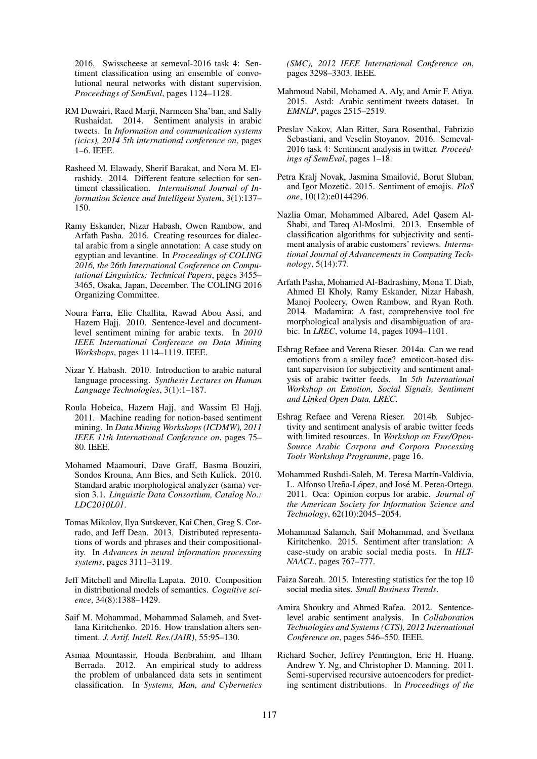2016. Swisscheese at semeval-2016 task 4: Sentiment classification using an ensemble of convolutional neural networks with distant supervision. *Proceedings of SemEval*, pages 1124–1128.

RM Duwairi, Raed Marji, Narmeen Sha'ban, and Sally Rushaidat. 2014. Sentiment analysis in arabic tweets. In *Information and communication systems (icics), 2014 5th international conference on*, pages 1–6. IEEE.

Rasheed M. Elawady, Sherif Barakat, and Nora M. Elrashidy. 2014. Different feature selection for sentiment classification. *International Journal of Information Science and Intelligent System*, 3(1):137–150.

Ramy Eskander, Nizar Habash, Owen Rambow, and Arfath Pasha. 2016. Creating resources for dialectal arabic from a single annotation: A case study on egyptian and levantine. In *Proceedings of COLING 2016, the 26th International Conference on Computational Linguistics: Technical Papers*, pages 3455–3465, Osaka, Japan, December. The COLING 2016 Organizing Committee.

Noura Farra, Elie Challita, Rawad Abou Assi, and Hazem Hajj. 2010. Sentence-level and document-level sentiment mining for arabic texts. In *2010 IEEE International Conference on Data Mining Workshops*, pages 1114–1119. IEEE.

Nizar Y. Habash. 2010. Introduction to arabic natural language processing. *Synthesis Lectures on Human Language Technologies*, 3(1):1–187.

Roula Hobeica, Hazem Hajj, and Wassim El Hajj. 2011. Machine reading for notion-based sentiment mining. In *Data Mining Workshops (ICDMW), 2011 IEEE 11th International Conference on*, pages 75–80. IEEE.

Mohamed Maamouri, Dave Graff, Basma Bouziri, Sondos Krouna, Ann Bies, and Seth Kulick. 2010. Standard arabic morphological analyzer (sama) version 3.1. *Linguistic Data Consortium, Catalog No.: LDC2010L01*.

Tomas Mikolov, Ilya Sutskever, Kai Chen, Greg S. Corrado, and Jeff Dean. 2013. Distributed representations of words and phrases and their compositionality. In *Advances in neural information processing systems*, pages 3111–3119.

Jeff Mitchell and Mirella Lapata. 2010. Composition in distributional models of semantics. *Cognitive science*, 34(8):1388–1429.

Saif M. Mohammad, Mohammad Salameh, and Svetlana Kiritchenko. 2016. How translation alters sentiment. *J. Artif. Intell. Res.(JAIR)*, 55:95–130.

Asmaa Mountassir, Houda Benbrahim, and Ilham Berrada. 2012. An empirical study to address the problem of unbalanced data sets in sentiment classification. In *Systems, Man, and Cybernetics (SMC), 2012 IEEE International Conference on*, pages 3298–3303. IEEE.

Mahmoud Nabil, Mohamed A. Aly, and Amir F. Atiya. 2015. Astd: Arabic sentiment tweets dataset. In *EMNLP*, pages 2515–2519.

Preslav Nakov, Alan Ritter, Sara Rosenthal, Fabrizio Sebastiani, and Veselin Stoyanov. 2016. Semeval-2016 task 4: Sentiment analysis in twitter. *Proceedings of SemEval*, pages 1–18.

Petra Kralj Novak, Jasmina Smailović, Borut Sluban, and Igor Mozetič. 2015. Sentiment of emojis. *PloS one*, 10(12):e0144296.

Nazlia Omar, Mohammed Albared, Adel Qasem Al-Shabi, and Tareq Al-Moslmi. 2013. Ensemble of classification algorithms for subjectivity and sentiment analysis of arabic customers' reviews. *International Journal of Advancements in Computing Technology*, 5(14):77.

Arfath Pasha, Mohamed Al-Badrashiny, Mona T. Diab, Ahmed El Kholy, Ramy Eskander, Nizar Habash, Manoj Pooleery, Owen Rambow, and Ryan Roth. 2014. Madamira: A fast, comprehensive tool for morphological analysis and disambiguation of arabic. In *LREC*, volume 14, pages 1094–1101.

Eshrag Refaee and Verena Rieser. 2014a. Can we read emotions from a smiley face? emoticon-based distant supervision for subjectivity and sentiment analysis of arabic twitter feeds. In *5th International Workshop on Emotion, Social Signals, Sentiment and Linked Open Data, LREC*.

Eshrag Refaee and Verena Rieser. 2014b. Subjectivity and sentiment analysis of arabic twitter feeds with limited resources. In *Workshop on Free/Open-Source Arabic Corpora and Corpora Processing Tools Workshop Programme*, page 16.

Mohammed Rushdi-Saleh, M. Teresa Martín-Valdivia, L. Alfonso Ureña-López, and José M. Perea-Ortega. 2011. Oca: Opinion corpus for arabic. *Journal of the American Society for Information Science and Technology*, 62(10):2045–2054.

Mohammad Salameh, Saif Mohammad, and Svetlana Kiritchenko. 2015. Sentiment after translation: A case-study on arabic social media posts. In *HLT-NAACL*, pages 767–777.

Faiza Sareah. 2015. Interesting statistics for the top 10 social media sites. *Small Business Trends*.

Amira Shoukry and Ahmed Rafea. 2012. Sentence-level arabic sentiment analysis. In *Collaboration Technologies and Systems (CTS), 2012 International Conference on*, pages 546–550. IEEE.

Richard Socher, Jeffrey Pennington, Eric H. Huang, Andrew Y. Ng, and Christopher D. Manning. 2011. Semi-supervised recursive autoencoders for predicting sentiment distributions. In *Proceedings of the*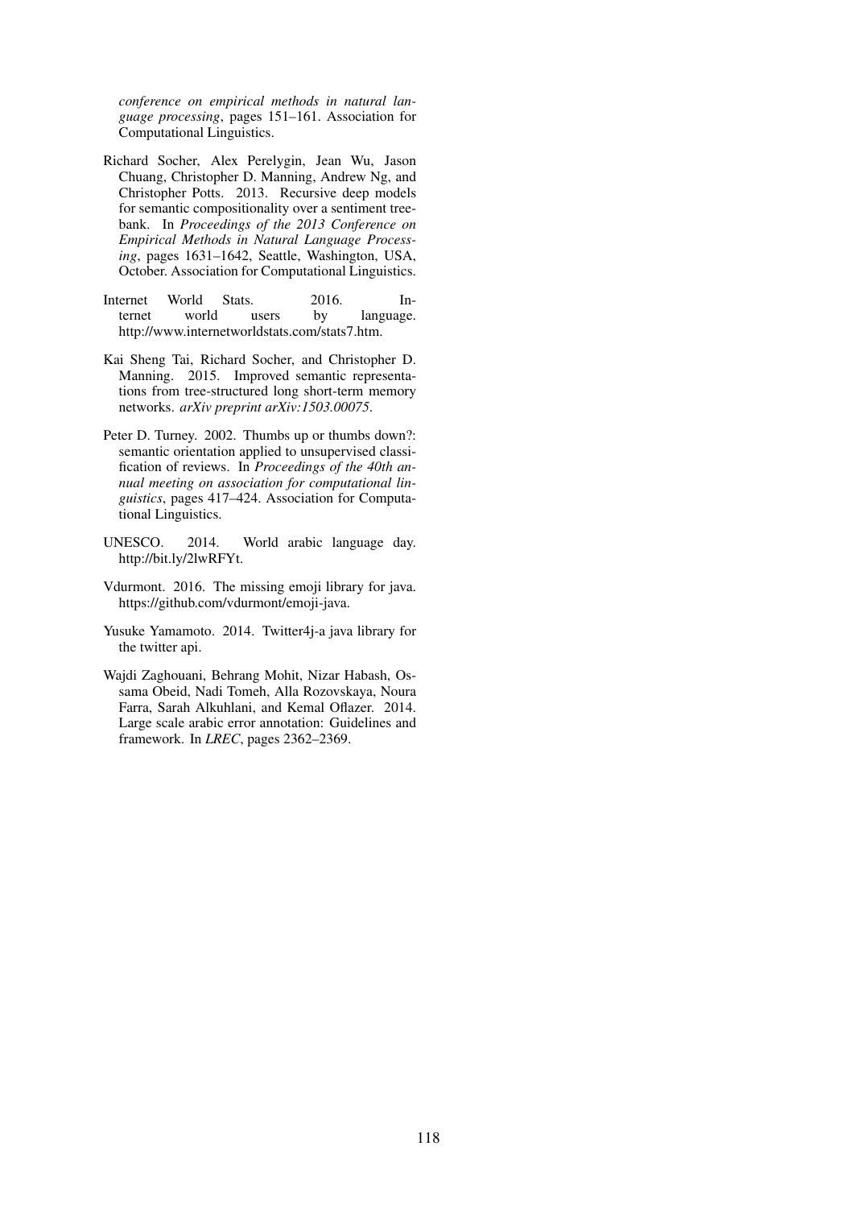*conference on empirical methods in natural language processing*, pages 151–161. Association for Computational Linguistics.

Richard Socher, Alex Perelygin, Jean Wu, Jason Chuang, Christopher D. Manning, Andrew Ng, and Christopher Potts. 2013. Recursive deep models for semantic compositionality over a sentiment treebank. In *Proceedings of the 2013 Conference on Empirical Methods in Natural Language Processing*, pages 1631–1642, Seattle, Washington, USA, October. Association for Computational Linguistics.

Internet World Stats. 2016. Internet world users by language. http://www.internetworldstats.com/stats7.htm.

Kai Sheng Tai, Richard Socher, and Christopher D. Manning. 2015. Improved semantic representations from tree-structured long short-term memory networks. *arXiv preprint arXiv:1503.00075*.

Peter D. Turney. 2002. Thumbs up or thumbs down?: semantic orientation applied to unsupervised classification of reviews. In *Proceedings of the 40th annual meeting on association for computational linguistics*, pages 417–424. Association for Computational Linguistics.

UNESCO. 2014. World arabic language day. http://bit.ly/2lwRFYt.

Vdurmont. 2016. The missing emoji library for java. https://github.com/vdurmont/emoji-java.

Yusuke Yamamoto. 2014. Twitter4j-a java library for the twitter api.

Wajdi Zaghouani, Behrang Mohit, Nizar Habash, Ossama Obeid, Nadi Tomeh, Alla Rozovskaya, Noura Farra, Sarah Alkuhlani, and Kemal Oflazer. 2014. Large scale arabic error annotation: Guidelines and framework. In *LREC*, pages 2362–2369.